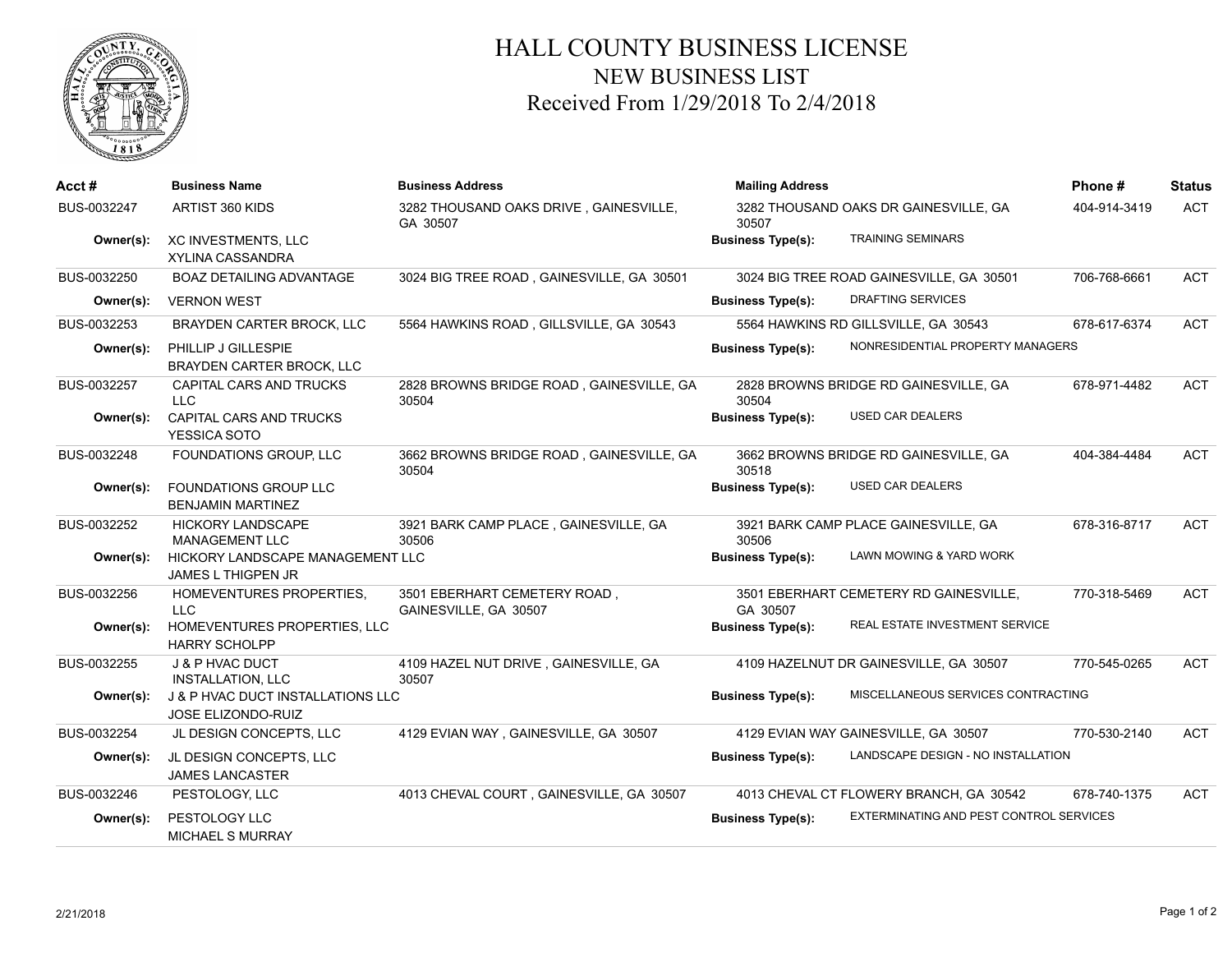# HALL COUNTY BUSINESS LICENSE
## NEW BUSINESS LIST
### Received From 1/29/2018 To 2/4/2018

| Acct # | Business Name | Business Address | Mailing Address | | Phone # | Status |
|---|---|---|---|---|---|---|
| BUS-0032247 | ARTIST 360 KIDS | 3282 THOUSAND OAKS DRIVE , GAINESVILLE, GA 30507 | 3282 THOUSAND OAKS DR GAINESVILLE, GA 30507 | | 404-914-3419 | ACT |
| **Owner(s):** | XC INVESTMENTS, LLC<br>XYLINA CASSANDRA | | **Business Type(s):** | TRAINING SEMINARS | | |
| BUS-0032250 | BOAZ DETAILING ADVANTAGE | 3024 BIG TREE ROAD , GAINESVILLE, GA 30501 | 3024 BIG TREE ROAD GAINESVILLE, GA 30501 | | 706-768-6661 | ACT |
| **Owner(s):** | VERNON WEST | | **Business Type(s):** | DRAFTING SERVICES | | |
| BUS-0032253 | BRAYDEN CARTER BROCK, LLC | 5564 HAWKINS ROAD , GILLSVILLE, GA 30543 | 5564 HAWKINS RD GILLSVILLE, GA 30543 | | 678-617-6374 | ACT |
| **Owner(s):** | PHILLIP J GILLESPIE<br>BRAYDEN CARTER BROCK, LLC | | **Business Type(s):** | NONRESIDENTIAL PROPERTY MANAGERS | | |
| BUS-0032257 | CAPITAL CARS AND TRUCKS LLC | 2828 BROWNS BRIDGE ROAD , GAINESVILLE, GA 30504 | 2828 BROWNS BRIDGE RD GAINESVILLE, GA 30504 | | 678-971-4482 | ACT |
| **Owner(s):** | CAPITAL CARS AND TRUCKS<br>YESSICA SOTO | | **Business Type(s):** | USED CAR DEALERS | | |
| BUS-0032248 | FOUNDATIONS GROUP, LLC | 3662 BROWNS BRIDGE ROAD , GAINESVILLE, GA 30504 | 3662 BROWNS BRIDGE RD GAINESVILLE, GA 30518 | | 404-384-4484 | ACT |
| **Owner(s):** | FOUNDATIONS GROUP LLC<br>BENJAMIN MARTINEZ | | **Business Type(s):** | USED CAR DEALERS | | |
| BUS-0032252 | HICKORY LANDSCAPE MANAGEMENT LLC | 3921 BARK CAMP PLACE , GAINESVILLE, GA 30506 | 3921 BARK CAMP PLACE GAINESVILLE, GA 30506 | | 678-316-8717 | ACT |
| **Owner(s):** | HICKORY LANDSCAPE MANAGEMENT LLC<br>JAMES L THIGPEN JR | | **Business Type(s):** | LAWN MOWING & YARD WORK | | |
| BUS-0032256 | HOMEVENTURES PROPERTIES, LLC | 3501 EBERHART CEMETERY ROAD , GAINESVILLE, GA 30507 | 3501 EBERHART CEMETERY RD GAINESVILLE, GA 30507 | | 770-318-5469 | ACT |
| **Owner(s):** | HOMEVENTURES PROPERTIES, LLC<br>HARRY SCHOLPP | | **Business Type(s):** | REAL ESTATE INVESTMENT SERVICE | | |
| BUS-0032255 | J & P HVAC DUCT INSTALLATION, LLC | 4109 HAZEL NUT DRIVE , GAINESVILLE, GA 30507 | 4109 HAZELNUT DR GAINESVILLE, GA 30507 | | 770-545-0265 | ACT |
| **Owner(s):** | J & P HVAC DUCT INSTALLATIONS LLC<br>JOSE ELIZONDO-RUIZ | | **Business Type(s):** | MISCELLANEOUS SERVICES CONTRACTING | | |
| BUS-0032254 | JL DESIGN CONCEPTS, LLC | 4129 EVIAN WAY , GAINESVILLE, GA 30507 | 4129 EVIAN WAY GAINESVILLE, GA 30507 | | 770-530-2140 | ACT |
| **Owner(s):** | JL DESIGN CONCEPTS, LLC<br>JAMES LANCASTER | | **Business Type(s):** | LANDSCAPE DESIGN - NO INSTALLATION | | |
| BUS-0032246 | PESTOLOGY, LLC | 4013 CHEVAL COURT , GAINESVILLE, GA 30507 | 4013 CHEVAL CT FLOWERY BRANCH, GA 30542 | | 678-740-1375 | ACT |
| **Owner(s):** | PESTOLOGY LLC<br>MICHAEL S MURRAY | | **Business Type(s):** | EXTERMINATING AND PEST CONTROL SERVICES | | |

2/21/2018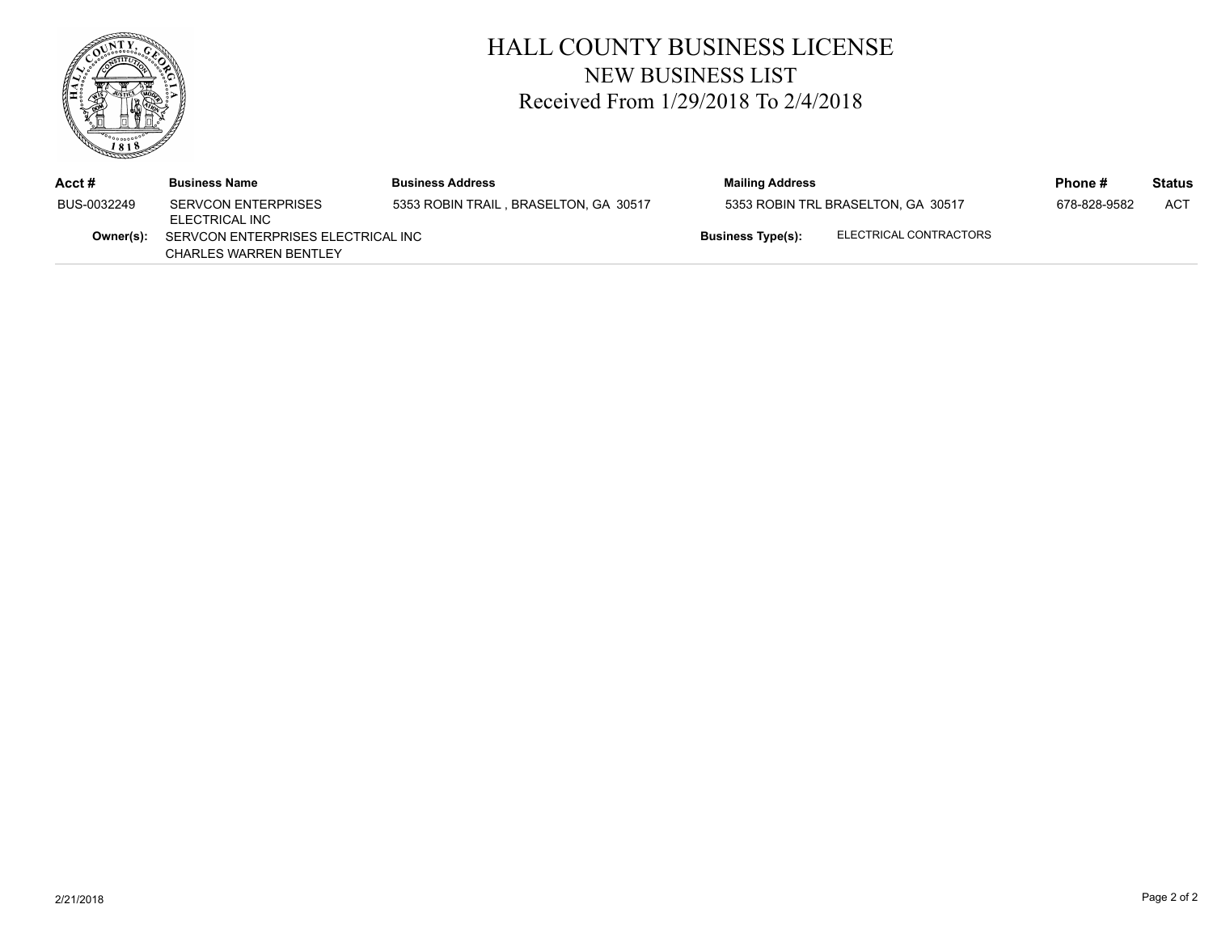# HALL COUNTY BUSINESS LICENSE
## NEW BUSINESS LIST
### Received From 1/29/2018 To 2/4/2018

| Acct # | Business Name | Business Address | Mailing Address | Phone # | Status |
|---|---|---|---|---|---|
| BUS-0032249 | SERVCON ENTERPRISES ELECTRICAL INC | 5353 ROBIN TRAIL , BRASELTON, GA 30517 | 5353 ROBIN TRL BRASELTON, GA 30517 | 678-828-9582 | ACT |

**Owner(s):** SERVCON ENTERPRISES ELECTRICAL INC
CHARLES WARREN BENTLEY

**Business Type(s):** ELECTRICAL CONTRACTORS

2/21/2018